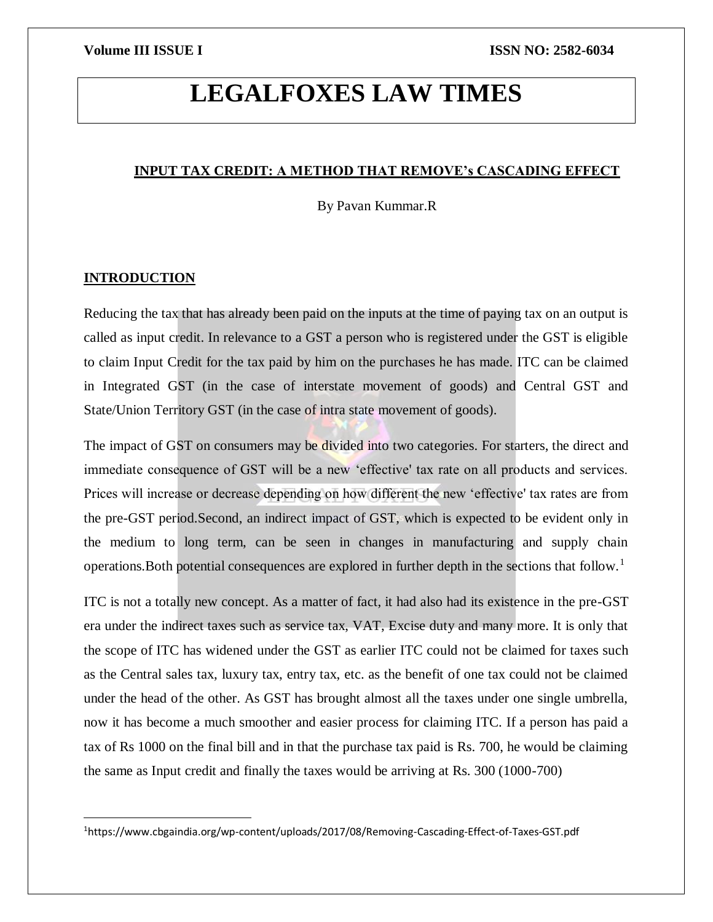# LEGALFOXES LAW TIMES

## INPUT TAX CREDIT: A METHOD THAT REMOVE's CASCADING EFFECT

By Pavan Kummar.R

## INTRODUCTION

Reducing the tax that has already been paid on the inputs at the time of paying tax on an output is called as input credit. In relevance to a GST a person who is registered under the GST is eligible to claim Input Credit for the tax paid by him on the purchases he has made. ITC can be claimed in Integrated GST (in the case of interstate movement of goods) and Central GST and State/Union Territory GST (in the case of intra state movement of goods).

The impact of GST on consumers may be divided into two categories. For starters, the direct and immediate consequence of GST will be a new 'effective' tax rate on all products and services. Prices will increase or decrease depending on how different the new 'effective' tax rates are from the pre-GST period.Second, an indirect impact of GST, which is expected to be evident only in the medium to long term, can be seen in changes in manufacturing and supply chain operations.Both potential consequences are explored in further depth in the sections that follow.[1]

ITC is not a totally new concept. As a matter of fact, it had also had its existence in the pre-GST era under the indirect taxes such as service tax, VAT, Excise duty and many more. It is only that the scope of ITC has widened under the GST as earlier ITC could not be claimed for taxes such as the Central sales tax, luxury tax, entry tax, etc. as the benefit of one tax could not be claimed under the head of the other. As GST has brought almost all the taxes under one single umbrella, now it has become a much smoother and easier process for claiming ITC. If a person has paid a tax of Rs 1000 on the final bill and in that the purchase tax paid is Rs. 700, he would be claiming the same as Input credit and finally the taxes would be arriving at Rs. 300 (1000-700)

---

[1] https://www.cbgaindia.org/wp-content/uploads/2017/08/Removing-Cascading-Effect-of-Taxes-GST.pdf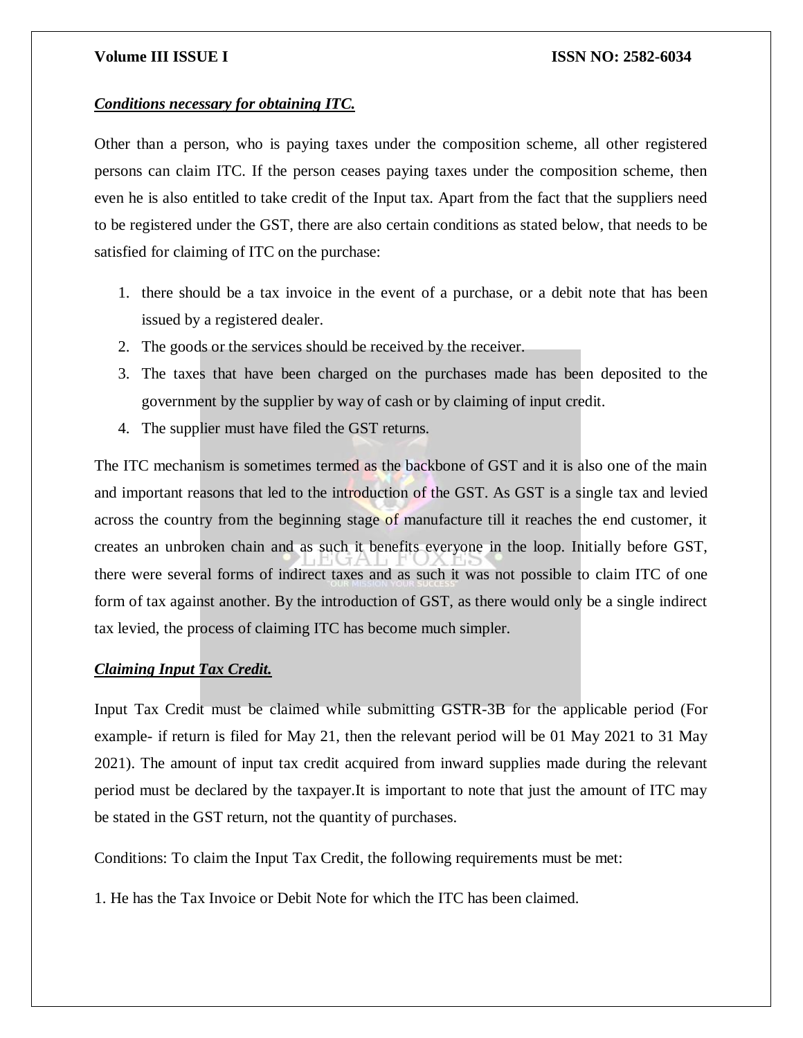***Conditions necessary for obtaining ITC.***

Other than a person, who is paying taxes under the composition scheme, all other registered persons can claim ITC. If the person ceases paying taxes under the composition scheme, then even he is also entitled to take credit of the Input tax. Apart from the fact that the suppliers need to be registered under the GST, there are also certain conditions as stated below, that needs to be satisfied for claiming of ITC on the purchase:

1. there should be a tax invoice in the event of a purchase, or a debit note that has been issued by a registered dealer.
2. The goods or the services should be received by the receiver.
3. The taxes that have been charged on the purchases made has been deposited to the government by the supplier by way of cash or by claiming of input credit.
4. The supplier must have filed the GST returns.

The ITC mechanism is sometimes termed as the backbone of GST and it is also one of the main and important reasons that led to the introduction of the GST. As GST is a single tax and levied across the country from the beginning stage of manufacture till it reaches the end customer, it creates an unbroken chain and as such it benefits everyone in the loop. Initially before GST, there were several forms of indirect taxes and as such it was not possible to claim ITC of one form of tax against another. By the introduction of GST, as there would only be a single indirect tax levied, the process of claiming ITC has become much simpler.

***Claiming Input Tax Credit.***

Input Tax Credit must be claimed while submitting GSTR-3B for the applicable period (For example- if return is filed for May 21, then the relevant period will be 01 May 2021 to 31 May 2021). The amount of input tax credit acquired from inward supplies made during the relevant period must be declared by the taxpayer.It is important to note that just the amount of ITC may be stated in the GST return, not the quantity of purchases.

Conditions: To claim the Input Tax Credit, the following requirements must be met:

1. He has the Tax Invoice or Debit Note for which the ITC has been claimed.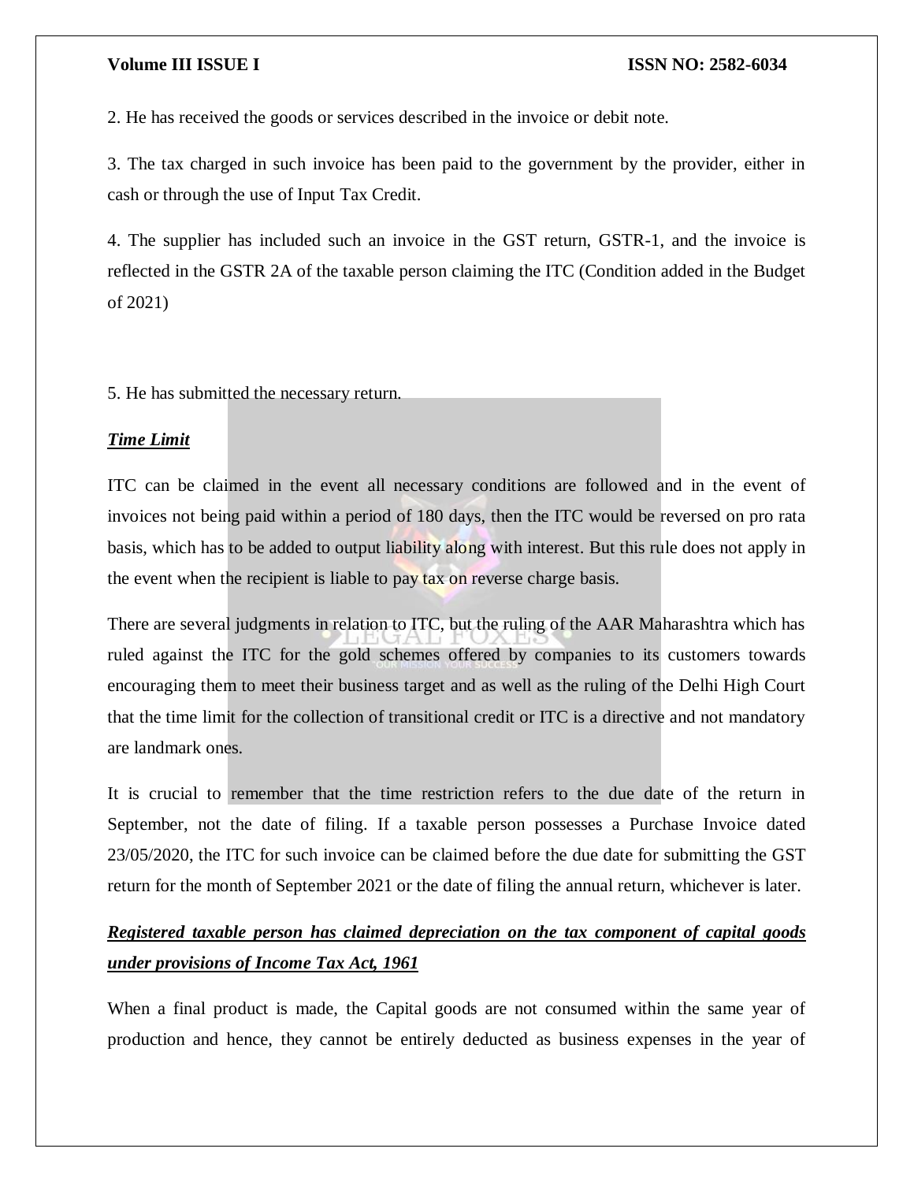2. He has received the goods or services described in the invoice or debit note.

3. The tax charged in such invoice has been paid to the government by the provider, either in cash or through the use of Input Tax Credit.

4. The supplier has included such an invoice in the GST return, GSTR-1, and the invoice is reflected in the GSTR 2A of the taxable person claiming the ITC (Condition added in the Budget of 2021)

5. He has submitted the necessary return.

***Time Limit***

ITC can be claimed in the event all necessary conditions are followed and in the event of invoices not being paid within a period of 180 days, then the ITC would be reversed on pro rata basis, which has to be added to output liability along with interest. But this rule does not apply in the event when the recipient is liable to pay tax on reverse charge basis.

There are several judgments in relation to ITC, but the ruling of the AAR Maharashtra which has ruled against the ITC for the gold schemes offered by companies to its customers towards encouraging them to meet their business target and as well as the ruling of the Delhi High Court that the time limit for the collection of transitional credit or ITC is a directive and not mandatory are landmark ones.

It is crucial to remember that the time restriction refers to the due date of the return in September, not the date of filing. If a taxable person possesses a Purchase Invoice dated 23/05/2020, the ITC for such invoice can be claimed before the due date for submitting the GST return for the month of September 2021 or the date of filing the annual return, whichever is later.

***Registered taxable person has claimed depreciation on the tax component of capital goods under provisions of Income Tax Act, 1961***

When a final product is made, the Capital goods are not consumed within the same year of production and hence, they cannot be entirely deducted as business expenses in the year of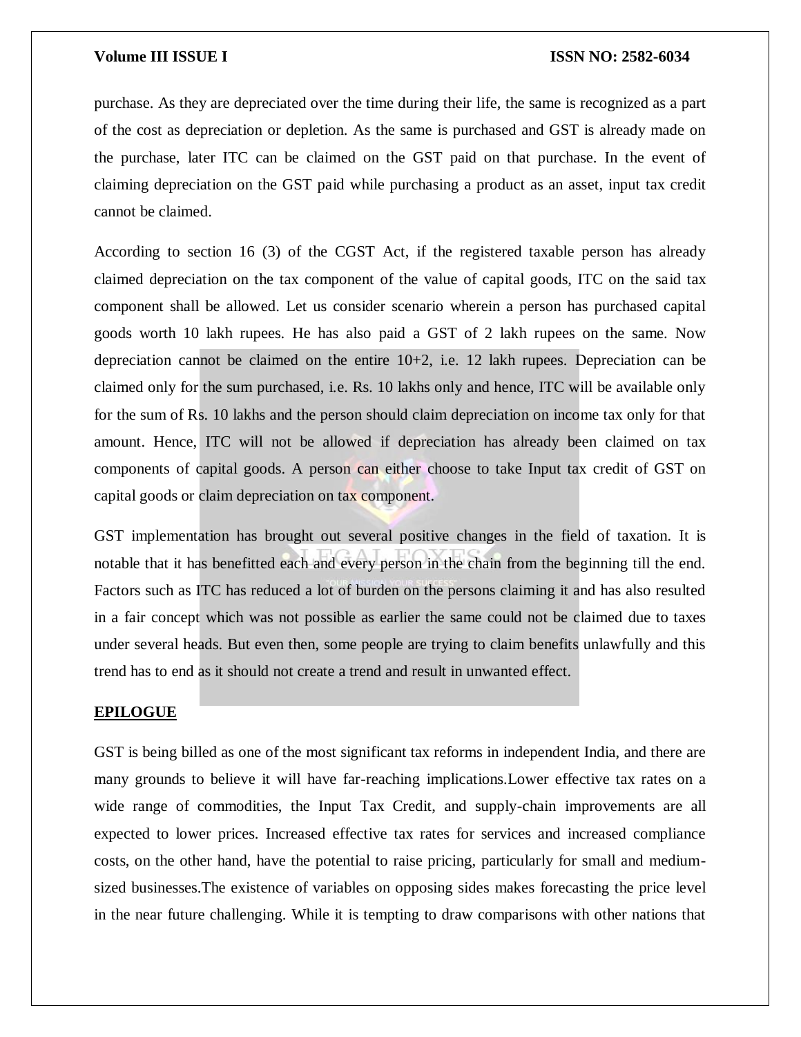purchase. As they are depreciated over the time during their life, the same is recognized as a part of the cost as depreciation or depletion. As the same is purchased and GST is already made on the purchase, later ITC can be claimed on the GST paid on that purchase. In the event of claiming depreciation on the GST paid while purchasing a product as an asset, input tax credit cannot be claimed.

According to section 16 (3) of the CGST Act, if the registered taxable person has already claimed depreciation on the tax component of the value of capital goods, ITC on the said tax component shall be allowed. Let us consider scenario wherein a person has purchased capital goods worth 10 lakh rupees. He has also paid a GST of 2 lakh rupees on the same. Now depreciation cannot be claimed on the entire 10+2, i.e. 12 lakh rupees. Depreciation can be claimed only for the sum purchased, i.e. Rs. 10 lakhs only and hence, ITC will be available only for the sum of Rs. 10 lakhs and the person should claim depreciation on income tax only for that amount. Hence, ITC will not be allowed if depreciation has already been claimed on tax components of capital goods. A person can either choose to take Input tax credit of GST on capital goods or claim depreciation on tax component.

GST implementation has brought out several positive changes in the field of taxation. It is notable that it has benefitted each and every person in the chain from the beginning till the end. Factors such as ITC has reduced a lot of burden on the persons claiming it and has also resulted in a fair concept which was not possible as earlier the same could not be claimed due to taxes under several heads. But even then, some people are trying to claim benefits unlawfully and this trend has to end as it should not create a trend and result in unwanted effect.

## EPILOGUE

GST is being billed as one of the most significant tax reforms in independent India, and there are many grounds to believe it will have far-reaching implications.Lower effective tax rates on a wide range of commodities, the Input Tax Credit, and supply-chain improvements are all expected to lower prices. Increased effective tax rates for services and increased compliance costs, on the other hand, have the potential to raise pricing, particularly for small and medium-sized businesses.The existence of variables on opposing sides makes forecasting the price level in the near future challenging. While it is tempting to draw comparisons with other nations that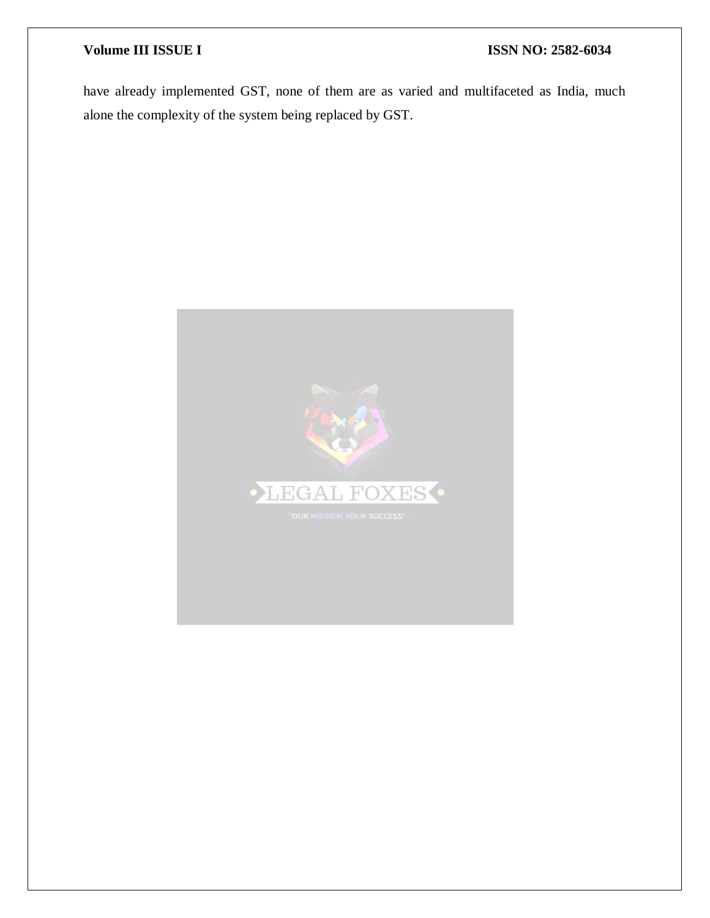have already implemented GST, none of them are as varied and multifaceted as India, much alone the complexity of the system being replaced by GST.